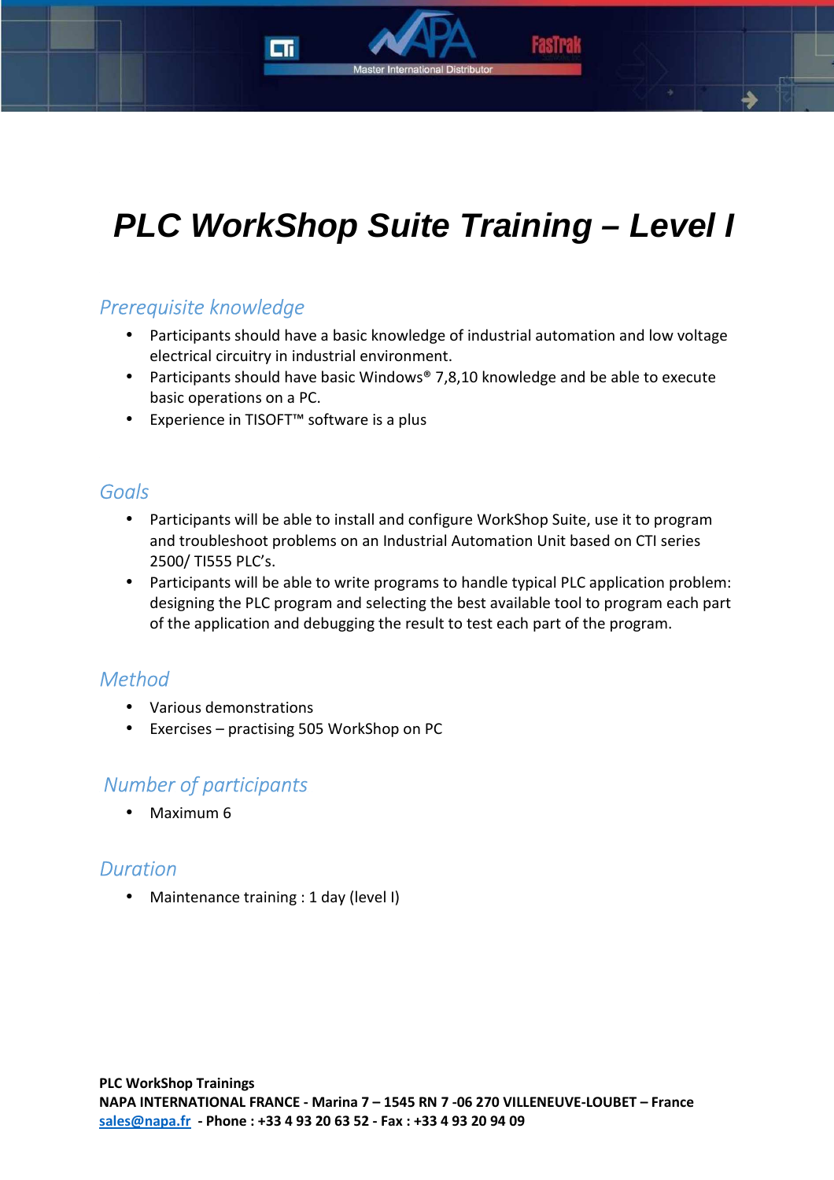# *PLC WorkShop Suite Training – Level I*

## *Prerequisite knowledge*

- Participants should have a basic knowledge of industrial automation and low voltage electrical circuitry in industrial environment.
- Participants should have basic Windows® 7,8,10 knowledge and be able to execute basic operations on a PC.
- Experience in TISOFT™ software is a plus

## *Goals*

- Participants will be able to install and configure WorkShop Suite, use it to program and troubleshoot problems on an Industrial Automation Unit based on CTI series 2500/ TI555 PLC's.
- Participants will be able to write programs to handle typical PLC application problem: designing the PLC program and selecting the best available tool to program each part of the application and debugging the result to test each part of the program.

## *Method*

- Various demonstrations
- Exercises – practising 505 WorkShop on PC

## *Number of participants*

- Maximum 6

## *Duration*

- Maintenance training : 1 day (level I)

**PLC WorkShop Trainings**
**NAPA INTERNATIONAL FRANCE - Marina 7 – 1545 RN 7 -06 270 VILLENEUVE-LOUBET – France**
**sales@napa.fr - Phone : +33 4 93 20 63 52 - Fax : +33 4 93 20 94 09**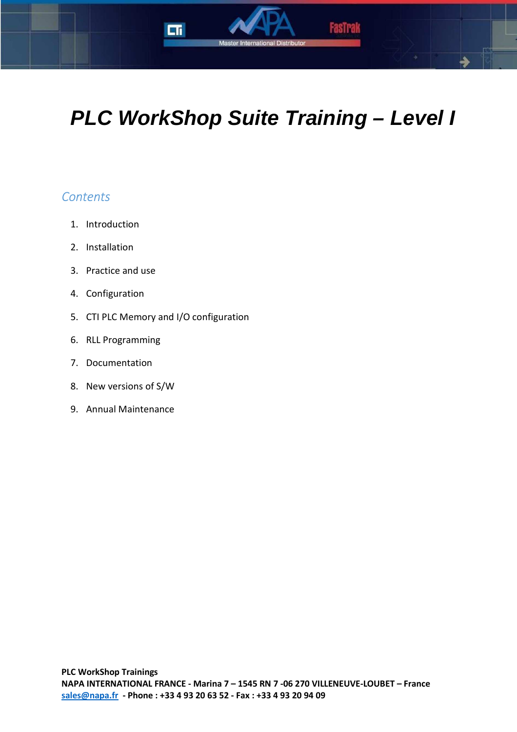# PLC WorkShop Suite Training – Level I

## Contents

1. Introduction
2. Installation
3. Practice and use
4. Configuration
5. CTI PLC Memory and I/O configuration
6. RLL Programming
7. Documentation
8. New versions of S/W
9. Annual Maintenance

**PLC WorkShop Trainings**
**NAPA INTERNATIONAL FRANCE - Marina 7 – 1545 RN 7 -06 270 VILLENEUVE-LOUBET – France**
sales@napa.fr **- Phone : +33 4 93 20 63 52 - Fax : +33 4 93 20 94 09**